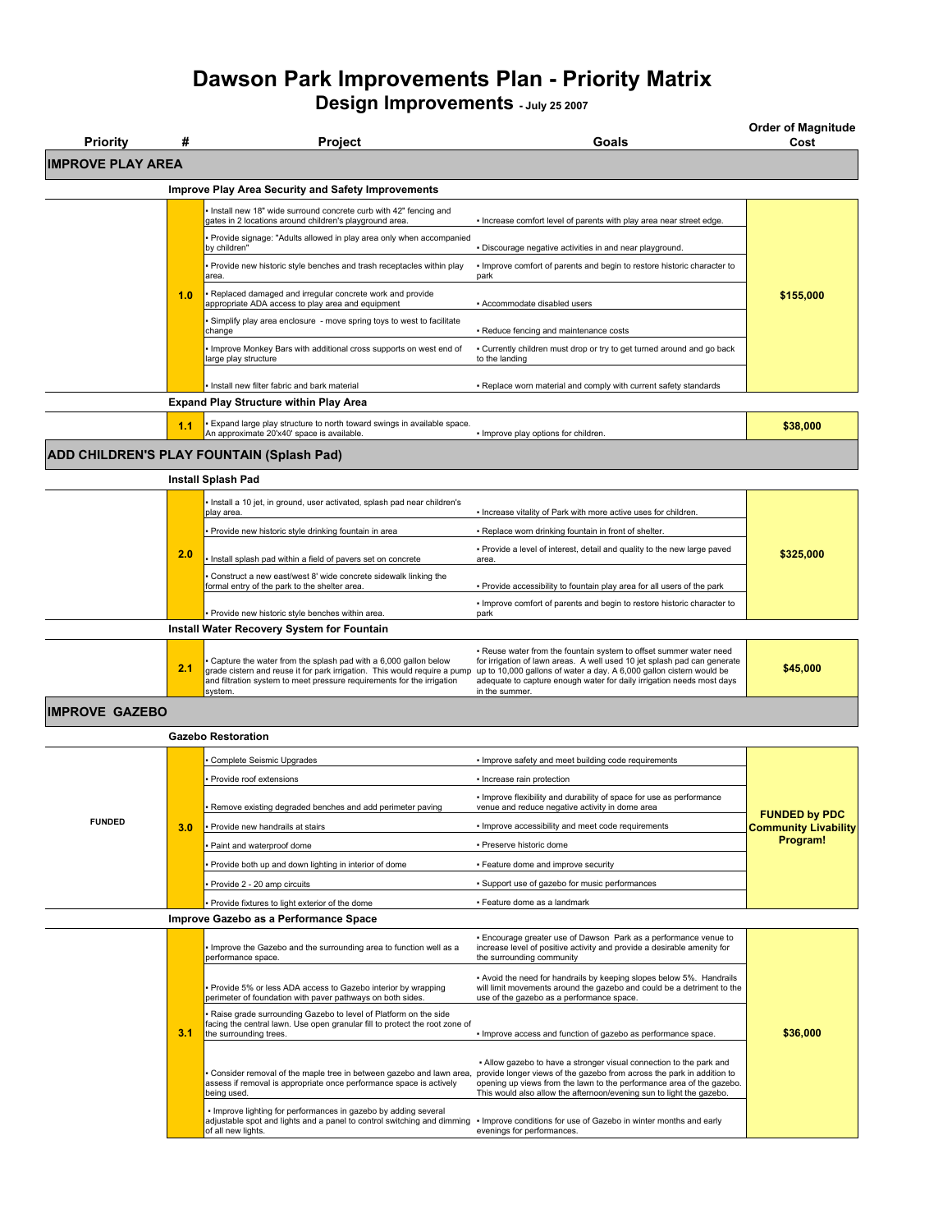# Dawson Park Improvements Plan - Priority Matrix

## Design Improvements - July 25 2007

| Priority | # | Project | Goals | Order of Magnitude Cost |
|---|---|---|---|---|
| **IMPROVE PLAY AREA** | | | | |
| | | **Improve Play Area Security and Safety Improvements** | | |
| | 1.0 | • Install new 18" wide surround concrete curb with 42" fencing and gates in 2 locations around children's playground area. | • Increase comfort level of parents with play area near street edge. | $155,000 |
| | | • Provide signage: "Adults allowed in play area only when accompanied by children" | • Discourage negative activities in and near playground. | |
| | | • Provide new historic style benches and trash receptacles within play area. | • Improve comfort of parents and begin to restore historic character to park | |
| | | • Replaced damaged and irregular concrete work and provide appropriate ADA access to play area and equipment | • Accommodate disabled users | |
| | | • Simplify play area enclosure - move spring toys to west to facilitate change | • Reduce fencing and maintenance costs | |
| | | • Improve Monkey Bars with additional cross supports on west end of large play structure | • Currently children must drop or try to get turned around and go back to the landing | |
| | | • Install new filter fabric and bark material | • Replace worn material and comply with current safety standards | |
| | | **Expand Play Structure within Play Area** | | |
| | 1.1 | • Expand large play structure to north toward swings in available space. An approximate 20'x40' space is available. | • Improve play options for children. | $38,000 |
| **ADD CHILDREN'S PLAY FOUNTAIN (Splash Pad)** | | | | |
| | | **Install Splash Pad** | | |
| | 2.0 | • Install a 10 jet, in ground, user activated, splash pad near children's play area. | • Increase vitality of Park with more active uses for children. | $325,000 |
| | | • Provide new historic style drinking fountain in area | • Replace worn drinking fountain in front of shelter. | |
| | | • Install splash pad within a field of pavers set on concrete | • Provide a level of interest, detail and quality to the new large paved area. | |
| | | • Construct a new east/west 8' wide concrete sidewalk linking the formal entry of the park to the shelter area. | • Provide accessibility to fountain play area for all users of the park | |
| | | • Provide new historic style benches within area. | • Improve comfort of parents and begin to restore historic character to park | |
| | | **Install Water Recovery System for Fountain** | | |
| | 2.1 | • Capture the water from the splash pad with a 6,000 gallon below grade cistern and reuse it for park irrigation. This would require a pump and filtration system to meet pressure requirements for the irrigation system. | • Reuse water from the fountain system to offset summer water need for irrigation of lawn areas. A well used 10 jet splash pad can generate up to 10,000 gallons of water a day. A 6,000 gallon cistern would be adequate to capture enough water for daily irrigation needs most days in the summer. | $45,000 |
| **IMPROVE GAZEBO** | | | | |
| | | **Gazebo Restoration** | | |
| FUNDED | 3.0 | • Complete Seismic Upgrades | • Improve safety and meet building code requirements | **FUNDED by PDC Community Livability Program!** |
| | | • Provide roof extensions | • Increase rain protection | |
| | | • Remove existing degraded benches and add perimeter paving | • Improve flexibility and durability of space for use as performance venue and reduce negative activity in dome area | |
| | | • Provide new handrails at stairs | • Improve accessibility and meet code requirements | |
| | | • Paint and waterproof dome | • Preserve historic dome | |
| | | • Provide both up and down lighting in interior of dome | • Feature dome and improve security | |
| | | • Provide 2 - 20 amp circuits | • Support use of gazebo for music performances | |
| | | • Provide fixtures to light exterior of the dome | • Feature dome as a landmark | |
| | | **Improve Gazebo as a Performance Space** | | |
| | 3.1 | • Improve the Gazebo and the surrounding area to function well as a performance space. | • Encourage greater use of Dawson Park as a performance venue to increase level of positive activity and provide a desirable amenity for the surrounding community | $36,000 |
| | | • Provide 5% or less ADA access to Gazebo interior by wrapping perimeter of foundation with paver pathways on both sides. | • Avoid the need for handrails by keeping slopes below 5%. Handrails will limit movements around the gazebo and could be a detriment to the use of the gazebo as a performance space. | |
| | | • Raise grade surrounding Gazebo to level of Platform on the side facing the central lawn. Use open granular fill to protect the root zone of the surrounding trees. | • Improve access and function of gazebo as performance space. | |
| | | • Consider removal of the maple tree in between gazebo and lawn area, assess if removal is appropriate once performance space is actively being used. | • Allow gazebo to have a stronger visual connection to the park and provide longer views of the gazebo from across the park in addition to opening up views from the lawn to the performance area of the gazebo. This would also allow the afternoon/evening sun to light the gazebo. | |
| | | • Improve lighting for performances in gazebo by adding several adjustable spot and lights and a panel to control switching and dimming of all new lights. | • Improve conditions for use of Gazebo in winter months and early evenings for performances. | |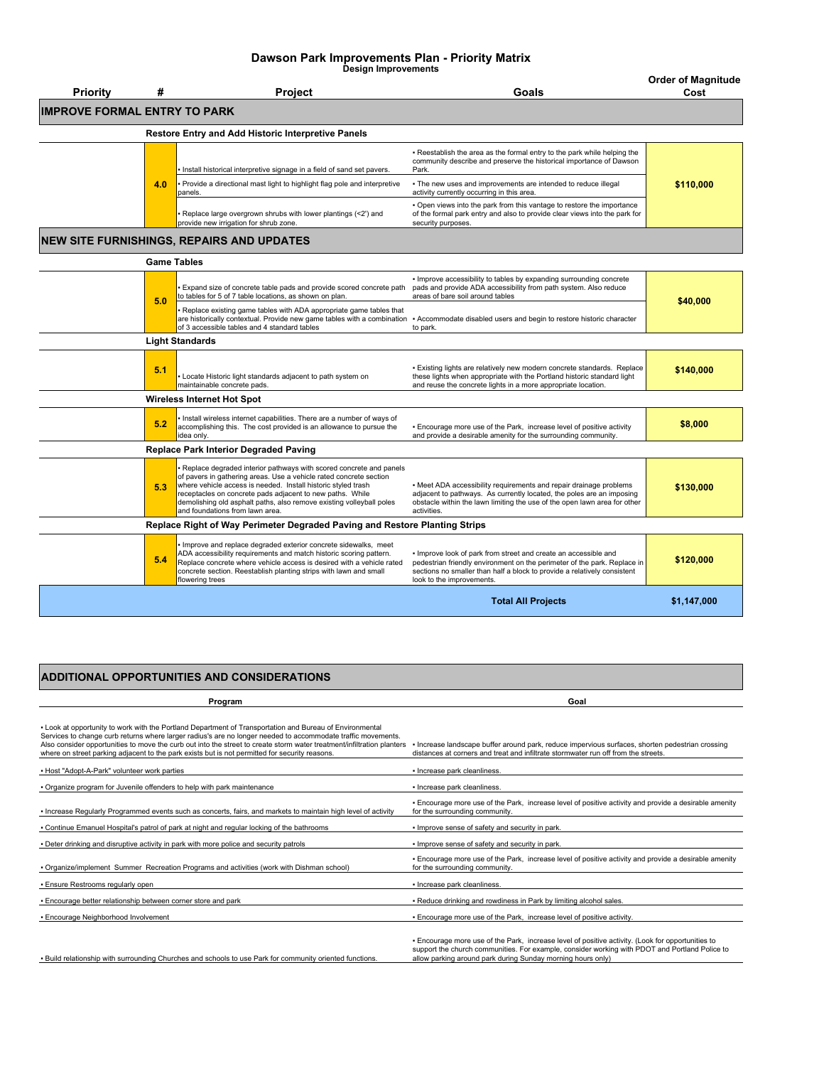# Dawson Park Improvements Plan - Priority Matrix

### Design Improvements

| Priority | # | Project | Goals | Order of Magnitude Cost |
|---|---|---|---|---|
| **IMPROVE FORMAL ENTRY TO PARK** | | | | |
| | | **Restore Entry and Add Historic Interpretive Panels** | | |
| | 4.0 | • Install historical interpretive signage in a field of sand set pavers. | • Reestablish the area as the formal entry to the park while helping the community describe and preserve the historical importance of Dawson Park. | $110,000 |
| | | • Provide a directional mast light to highlight flag pole and interpretive panels. | • The new uses and improvements are intended to reduce illegal activity currently occurring in this area. | |
| | | • Replace large overgrown shrubs with lower plantings (<2') and provide new irrigation for shrub zone. | • Open views into the park from this vantage to restore the importance of the formal park entry and also to provide clear views into the park for security purposes. | |
| **NEW SITE FURNISHINGS, REPAIRS AND UPDATES** | | | | |
| | | **Game Tables** | | |
| | 5.0 | • Expand size of concrete table pads and provide scored concrete path to tables for 5 of 7 table locations, as shown on plan. | • Improve accessibility to tables by expanding surrounding concrete pads and provide ADA accessibility from path system. Also reduce areas of bare soil around tables | $40,000 |
| | | • Replace existing game tables with ADA appropriate game tables that are historically contextual. Provide new game tables with a combination of 3 accessible tables and 4 standard tables | • Accommodate disabled users and begin to restore historic character to park. | |
| | | **Light Standards** | | |
| | 5.1 | • Locate Historic light standards adjacent to path system on maintainable concrete pads. | • Existing lights are relatively new modern concrete standards. Replace these lights when appropriate with the Portland historic standard light and reuse the concrete lights in a more appropriate location. | $140,000 |
| | | **Wireless Internet Hot Spot** | | |
| | 5.2 | • Install wireless internet capabilities. There are a number of ways of accomplishing this. The cost provided is an allowance to pursue the idea only. | • Encourage more use of the Park, increase level of positive activity and provide a desirable amenity for the surrounding community. | $8,000 |
| | | **Replace Park Interior Degraded Paving** | | |
| | 5.3 | • Replace degraded interior pathways with scored concrete and panels of pavers in gathering areas. Use a vehicle rated concrete section where vehicle access is needed. Install historic styled trash receptacles on concrete pads adjacent to new paths. While demolishing old asphalt paths, also remove existing volleyball poles and foundations from lawn area. | • Meet ADA accessibility requirements and repair drainage problems adjacent to pathways. As currently located, the poles are an imposing obstacle within the lawn limiting the use of the open lawn area for other activities. | $130,000 |
| | | **Replace Right of Way Perimeter Degraded Paving and Restore Planting Strips** | | |
| | 5.4 | • Improve and replace degraded exterior concrete sidewalks, meet ADA accessibility requirements and match historic scoring pattern. Replace concrete where vehicle access is desired with a vehicle rated concrete section. Reestablish planting strips with lawn and small flowering trees | • Improve look of park from street and create an accessible and pedestrian friendly environment on the perimeter of the park. Replace in sections no smaller than half a block to provide a relatively consistent look to the improvements. | $120,000 |
| | | | **Total All Projects** | **$1,147,000** |

## ADDITIONAL OPPORTUNITIES AND CONSIDERATIONS

| Program | Goal |
|---|---|
| • Look at opportunity to work with the Portland Department of Transportation and Bureau of Environmental Services to change curb returns where larger radius's are no longer needed to accommodate traffic movements. Also consider opportunities to move the curb out into the street to create storm water treatment/infiltration planters where on street parking adjacent to the park exists but is not permitted for security reasons. | • Increase landscape buffer around park, reduce impervious surfaces, shorten pedestrian crossing distances at corners and treat and infiltrate stormwater run off from the streets. |
| • Host "Adopt-A-Park" volunteer work parties | • Increase park cleanliness. |
| • Organize program for Juvenile offenders to help with park maintenance | • Increase park cleanliness. |
| • Increase Regularly Programmed events such as concerts, fairs, and markets to maintain high level of activity | • Encourage more use of the Park, increase level of positive activity and provide a desirable amenity for the surrounding community. |
| • Continue Emanuel Hospital's patrol of park at night and regular locking of the bathrooms | • Improve sense of safety and security in park. |
| • Deter drinking and disruptive activity in park with more police and security patrols | • Improve sense of safety and security in park. |
| • Organize/implement Summer Recreation Programs and activities (work with Dishman school) | • Encourage more use of the Park, increase level of positive activity and provide a desirable amenity for the surrounding community. |
| • Ensure Restrooms regularly open | • Increase park cleanliness. |
| • Encourage better relationship between corner store and park | • Reduce drinking and rowdiness in Park by limiting alcohol sales. |
| • Encourage Neighborhood Involvement | • Encourage more use of the Park, increase level of positive activity. |
| • Build relationship with surrounding Churches and schools to use Park for community oriented functions. | • Encourage more use of the Park, increase level of positive activity. (Look for opportunities to support the church communities. For example, consider working with PDOT and Portland Police to allow parking around park during Sunday morning hours only) |